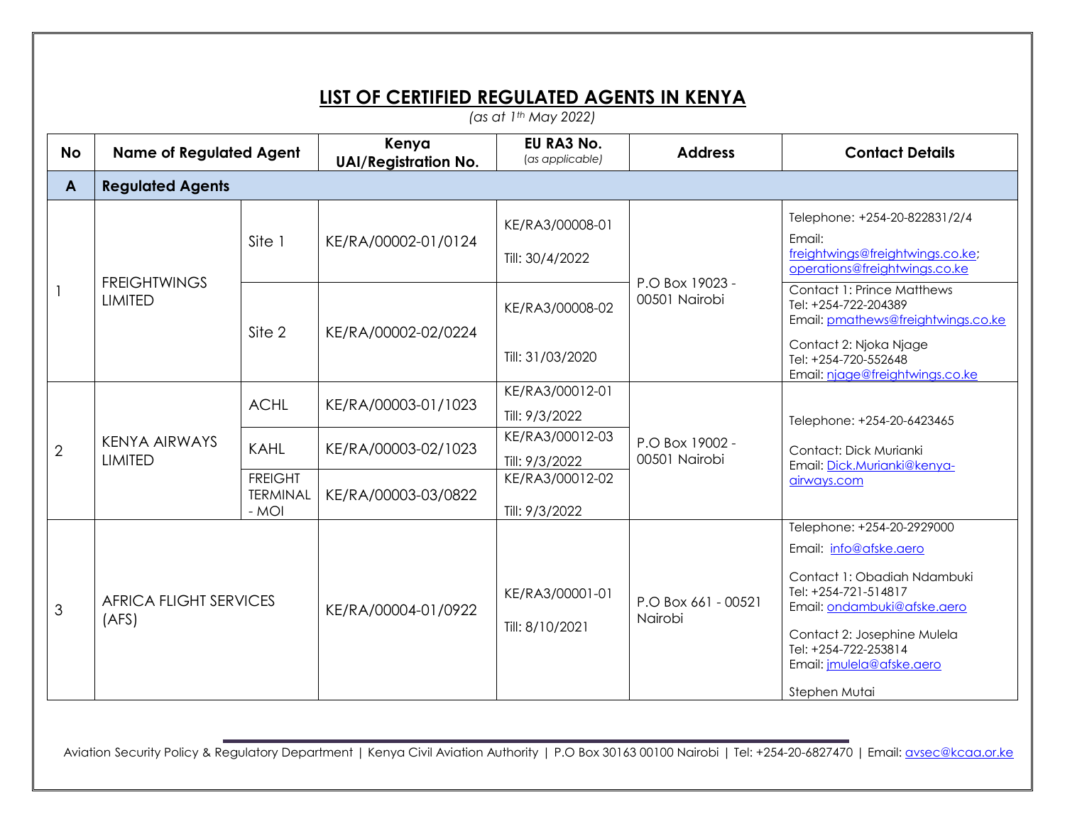## LIST OF CERTIFIED REGULATED AGENTS IN KENYA

*(as at 1th May 2022)*

| No | Name of Regulated Agent | | Kenya UAI/Registration No. | EU RA3 No. *(as applicable)* | Address | Contact Details |
|---|---|---|---|---|---|---|
| **A** | **Regulated Agents** | | | | | |
| 1 | FREIGHTWINGS LIMITED | Site 1 | KE/RA/00002-01/0124 | KE/RA3/00008-01<br>Till: 30/4/2022 | P.O Box 19023 - 00501 Nairobi | Telephone: +254-20-822831/2/4<br>Email: freightwings@freightwings.co.ke; operations@freightwings.co.ke |
| | | Site 2 | KE/RA/00002-02/0224 | KE/RA3/00008-02<br>Till: 31/03/2020 | | Contact 1: Prince Matthews<br>Tel: +254-722-204389<br>Email: pmathews@freightwings.co.ke<br>Contact 2: Njoka Njage<br>Tel: +254-720-552648<br>Email: njage@freightwings.co.ke |
| 2 | KENYA AIRWAYS LIMITED | ACHL | KE/RA/00003-01/1023 | KE/RA3/00012-01<br>Till: 9/3/2022 | P.O Box 19002 - 00501 Nairobi | Telephone: +254-20-6423465<br>Contact: Dick Murianki<br>Email: Dick.Murianki@kenya-airways.com |
| | | KAHL | KE/RA/00003-02/1023 | KE/RA3/00012-03<br>Till: 9/3/2022 | | |
| | | FREIGHT TERMINAL - MOI | KE/RA/00003-03/0822 | KE/RA3/00012-02<br>Till: 9/3/2022 | | |
| 3 | AFRICA FLIGHT SERVICES (AFS) | | KE/RA/00004-01/0922 | KE/RA3/00001-01<br>Till: 8/10/2021 | P.O Box 661 - 00521 Nairobi | Telephone: +254-20-2929000<br>Email: info@afske.aero<br>Contact 1: Obadiah Ndambuki<br>Tel: +254-721-514817<br>Email: ondambuki@afske.aero<br>Contact 2: Josephine Mulela<br>Tel: +254-722-253814<br>Email: jmulela@afske.aero<br>Stephen Mutai |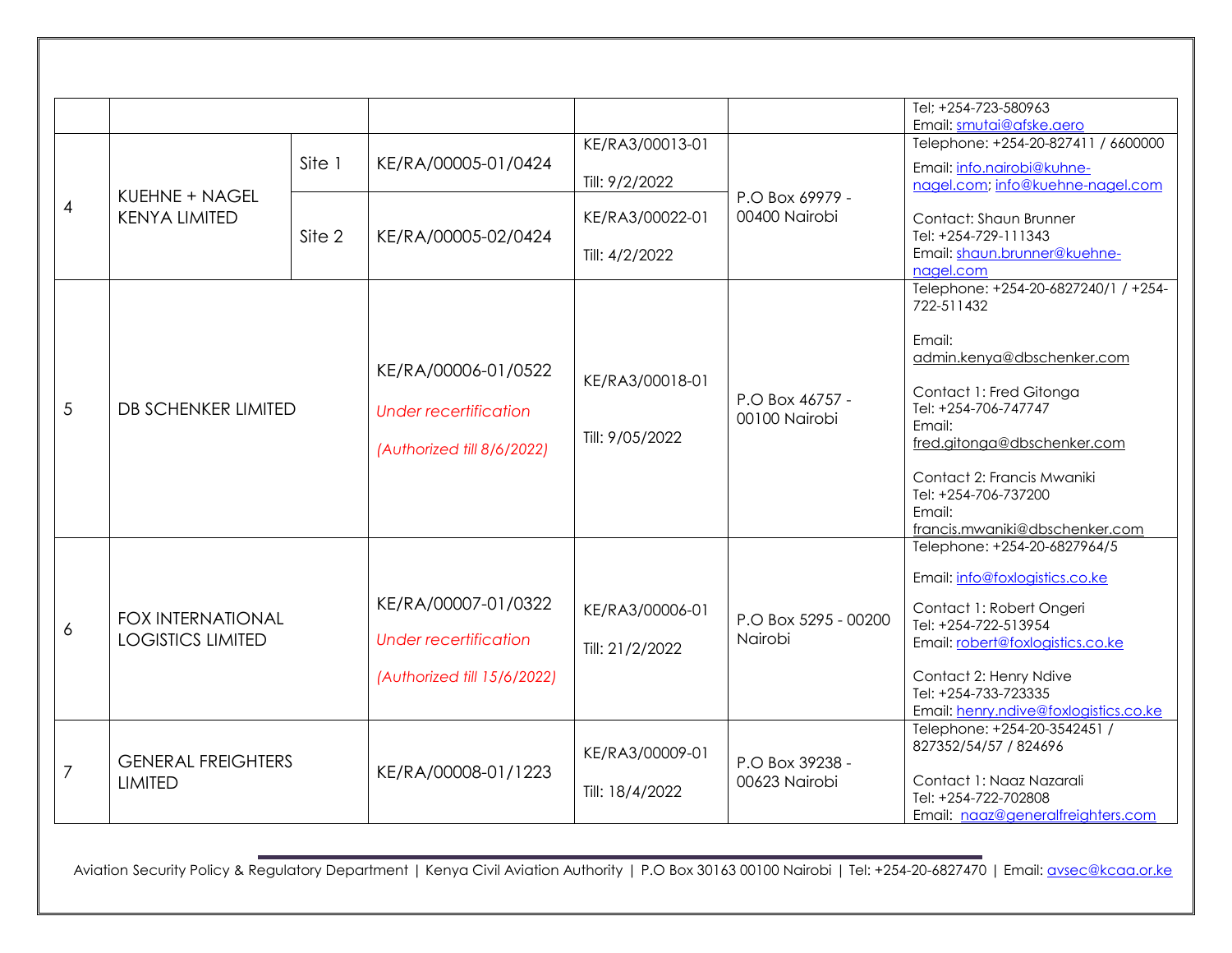| | | | | | | |
|---|---|---|---|---|---|---|
| | | | | | | Tel; +254-723-580963<br>Email: smutai@afske.aero |
| 4 | KUEHNE + NAGEL KENYA LIMITED | Site 1 | KE/RA/00005-01/0424 | KE/RA3/00013-01<br>Till: 9/2/2022 | P.O Box 69979 - 00400 Nairobi | Telephone: +254-20-827411 / 6600000<br>Email: info.nairobi@kuhne-nagel.com; info@kuehne-nagel.com<br>Contact: Shaun Brunner<br>Tel: +254-729-111343<br>Email: shaun.brunner@kuehne-nagel.com |
| | | Site 2 | KE/RA/00005-02/0424 | KE/RA3/00022-01<br>Till: 4/2/2022 | | |
| 5 | DB SCHENKER LIMITED | | KE/RA/00006-01/0522<br>*Under recertification*<br>*(Authorized till 8/6/2022)* | KE/RA3/00018-01<br>Till: 9/05/2022 | P.O Box 46757 - 00100 Nairobi | Telephone: +254-20-6827240/1 / +254-722-511432<br>Email: admin.kenya@dbschenker.com<br>Contact 1: Fred Gitonga<br>Tel: +254-706-747747<br>Email: fred.gitonga@dbschenker.com<br>Contact 2: Francis Mwaniki<br>Tel: +254-706-737200<br>Email: francis.mwaniki@dbschenker.com |
| 6 | FOX INTERNATIONAL LOGISTICS LIMITED | | KE/RA/00007-01/0322<br>*Under recertification*<br>*(Authorized till 15/6/2022)* | KE/RA3/00006-01<br>Till: 21/2/2022 | P.O Box 5295 - 00200 Nairobi | Telephone: +254-20-6827964/5<br>Email: info@foxlogistics.co.ke<br>Contact 1: Robert Ongeri<br>Tel: +254-722-513954<br>Email: robert@foxlogistics.co.ke<br>Contact 2: Henry Ndive<br>Tel: +254-733-723335<br>Email: henry.ndive@foxlogistics.co.ke |
| 7 | GENERAL FREIGHTERS LIMITED | | KE/RA/00008-01/1223 | KE/RA3/00009-01<br>Till: 18/4/2022 | P.O Box 39238 - 00623 Nairobi | Telephone: +254-20-3542451 / 827352/54/57 / 824696<br>Contact 1: Naaz Nazarali<br>Tel: +254-722-702808<br>Email: naaz@generalfreighters.com |

Aviation Security Policy & Regulatory Department | Kenya Civil Aviation Authority | P.O Box 30163 00100 Nairobi | Tel: +254-20-6827470 | Email: avsec@kcaa.or.ke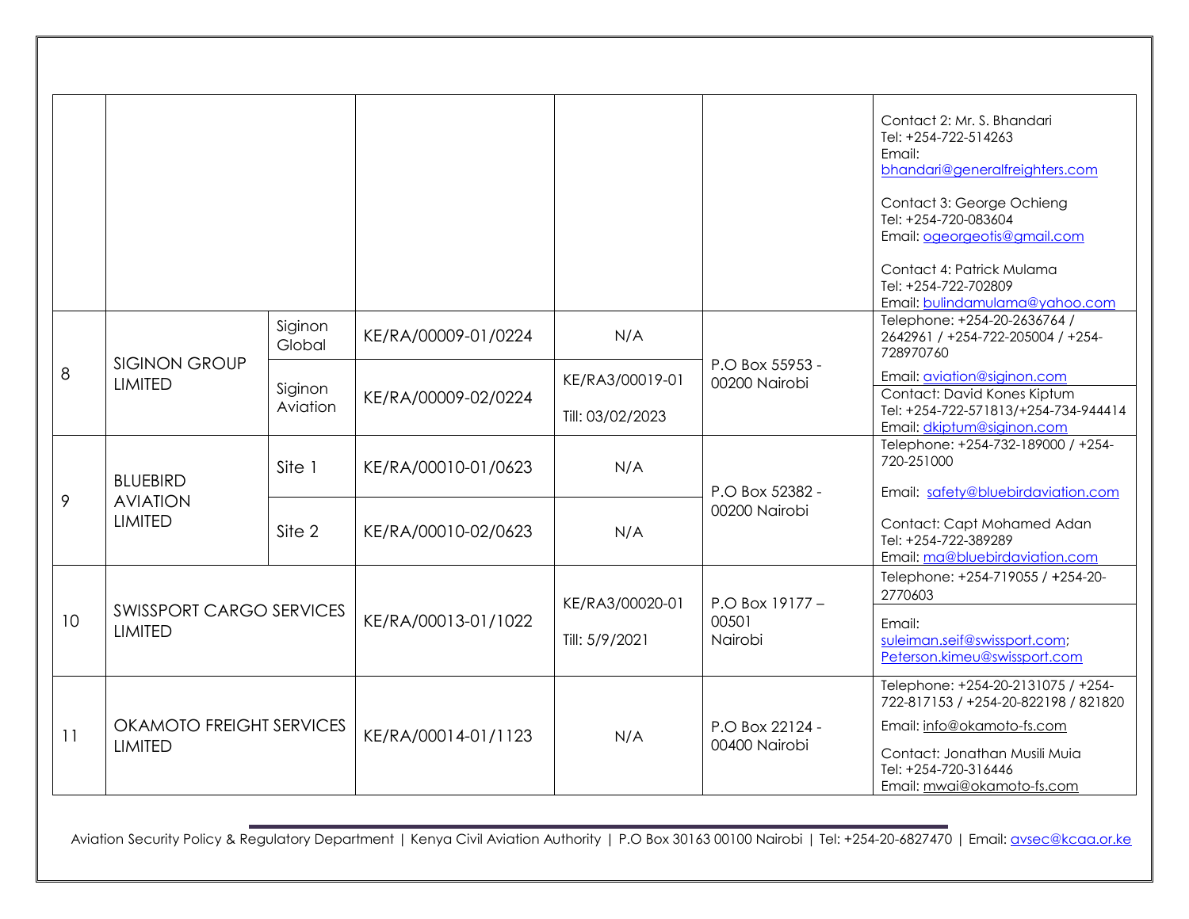| | | | | | | |
|---|---|---|---|---|---|---|
| | | | | | | Contact 2: Mr. S. Bhandari<br>Tel: +254-722-514263<br>Email: bhandari@generalfreighters.com<br><br>Contact 3: George Ochieng<br>Tel: +254-720-083604<br>Email: ogeorgeotis@gmail.com<br><br>Contact 4: Patrick Mulama<br>Tel: +254-722-702809<br>Email: bulindamulama@yahoo.com |
| 8 | SIGINON GROUP LIMITED | Siginon Global | KE/RA/00009-01/0224 | N/A | P.O Box 55953 - 00200 Nairobi | Telephone: +254-20-2636764 / 2642961 / +254-722-205004 / +254-728970760<br>Email: aviation@siginon.com |
| | | Siginon Aviation | KE/RA/00009-02/0224 | KE/RA3/00019-01<br>Till: 03/02/2023 | | Contact: David Kones Kiptum<br>Tel: +254-722-571813/+254-734-944414<br>Email: dkiptum@siginon.com |
| 9 | BLUEBIRD AVIATION LIMITED | Site 1 | KE/RA/00010-01/0623 | N/A | P.O Box 52382 - 00200 Nairobi | Telephone: +254-732-189000 / +254-720-251000<br>Email: safety@bluebirdaviation.com |
| | | Site 2 | KE/RA/00010-02/0623 | N/A | | Contact: Capt Mohamed Adan<br>Tel: +254-722-389289<br>Email: ma@bluebirdaviation.com |
| 10 | SWISSPORT CARGO SERVICES LIMITED | | KE/RA/00013-01/1022 | KE/RA3/00020-01<br>Till: 5/9/2021 | P.O Box 19177 – 00501 Nairobi | Telephone: +254-719055 / +254-20-2770603<br>Email: suleiman.seif@swissport.com; Peterson.kimeu@swissport.com |
| 11 | OKAMOTO FREIGHT SERVICES LIMITED | | KE/RA/00014-01/1123 | N/A | P.O Box 22124 - 00400 Nairobi | Telephone: +254-20-2131075 / +254-722-817153 / +254-20-822198 / 821820<br>Email: info@okamoto-fs.com<br>Contact: Jonathan Musili Muia<br>Tel: +254-720-316446<br>Email: mwai@okamoto-fs.com |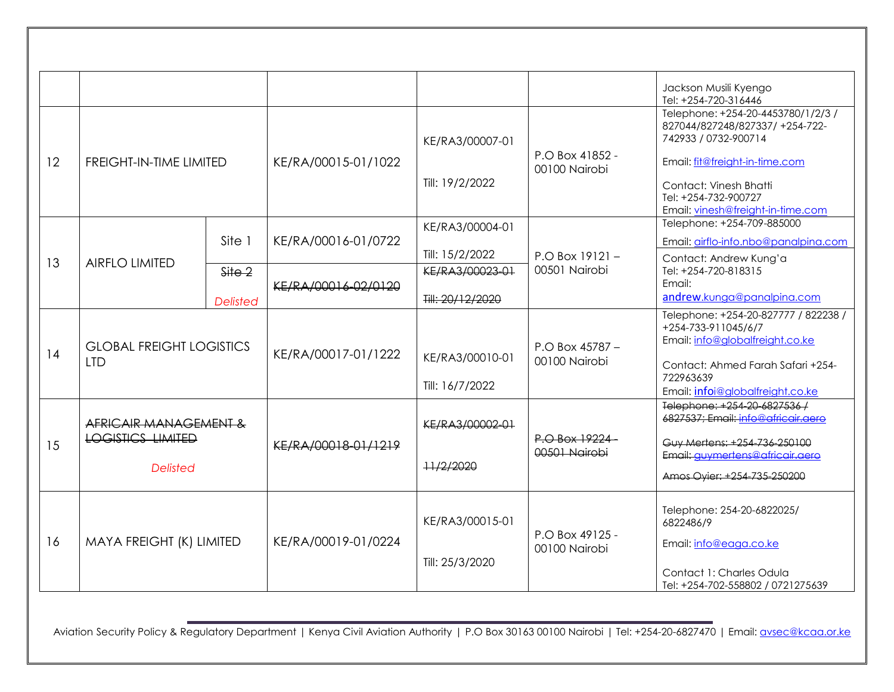| | | | | | | |
|---|---|---|---|---|---|---|
| | | | | | | Jackson Musili Kyengo<br>Tel: +254-720-316446 |
| 12 | FREIGHT-IN-TIME LIMITED | | KE/RA/00015-01/1022 | KE/RA3/00007-01<br><br>Till: 19/2/2022 | P.O Box 41852 - 00100 Nairobi | Telephone: +254-20-4453780/1/2/3 / 827044/827248/827337/ +254-722-742933 / 0732-900714<br><br>Email: fit@freight-in-time.com<br><br>Contact: Vinesh Bhatti<br>Tel: +254-732-900727<br>Email: vinesh@freight-in-time.com |
| 13 | AIRFLO LIMITED | Site 1 | KE/RA/00016-01/0722 | KE/RA3/00004-01<br><br>Till: 15/2/2022 | P.O Box 19121 – 00501 Nairobi | Telephone: +254-709-885000<br><br>Email: airflo-info.nbo@panalpina.com |
| | | ~~Site 2~~<br><br>*Delisted* | ~~KE/RA/00016-02/0120~~ | ~~KE/RA3/00023-01~~<br><br>~~Till: 20/12/2020~~ | | Contact: Andrew Kung'a<br>Tel: +254-720-818315<br>Email:<br>andrew.kunga@panalpina.com |
| 14 | GLOBAL FREIGHT LOGISTICS LTD | | KE/RA/00017-01/1222 | KE/RA3/00010-01<br><br>Till: 16/7/2022 | P.O Box 45787 – 00100 Nairobi | Telephone: +254-20-827777 / 822238 / +254-733-911045/6/7<br>Email: info@globalfreight.co.ke<br><br>Contact: Ahmed Farah Safari +254-722963639<br>Email: infoi@globalfreight.co.ke |
| 15 | ~~AFRICAIR MANAGEMENT & LOGISTICS LIMITED~~<br><br>*Delisted* | | ~~KE/RA/00018-01/1219~~ | ~~KE/RA3/00002-01~~<br><br>~~11/2/2020~~ | ~~P.O Box 19224 - 00501 Nairobi~~ | ~~Telephone: +254-20-6827536 / 6827537; Email: info@africair.aero~~<br><br>~~Guy Mertens: +254-736-250100~~<br>~~Email: guymertens@africair.aero~~<br><br>~~Amos Oyier: +254-735-250200~~ |
| 16 | MAYA FREIGHT (K) LIMITED | | KE/RA/00019-01/0224 | KE/RA3/00015-01<br><br>Till: 25/3/2020 | P.O Box 49125 - 00100 Nairobi | Telephone: 254-20-6822025/ 6822486/9<br><br>Email: info@eaga.co.ke<br><br>Contact 1: Charles Odula<br>Tel: +254-702-558802 / 0721275639 |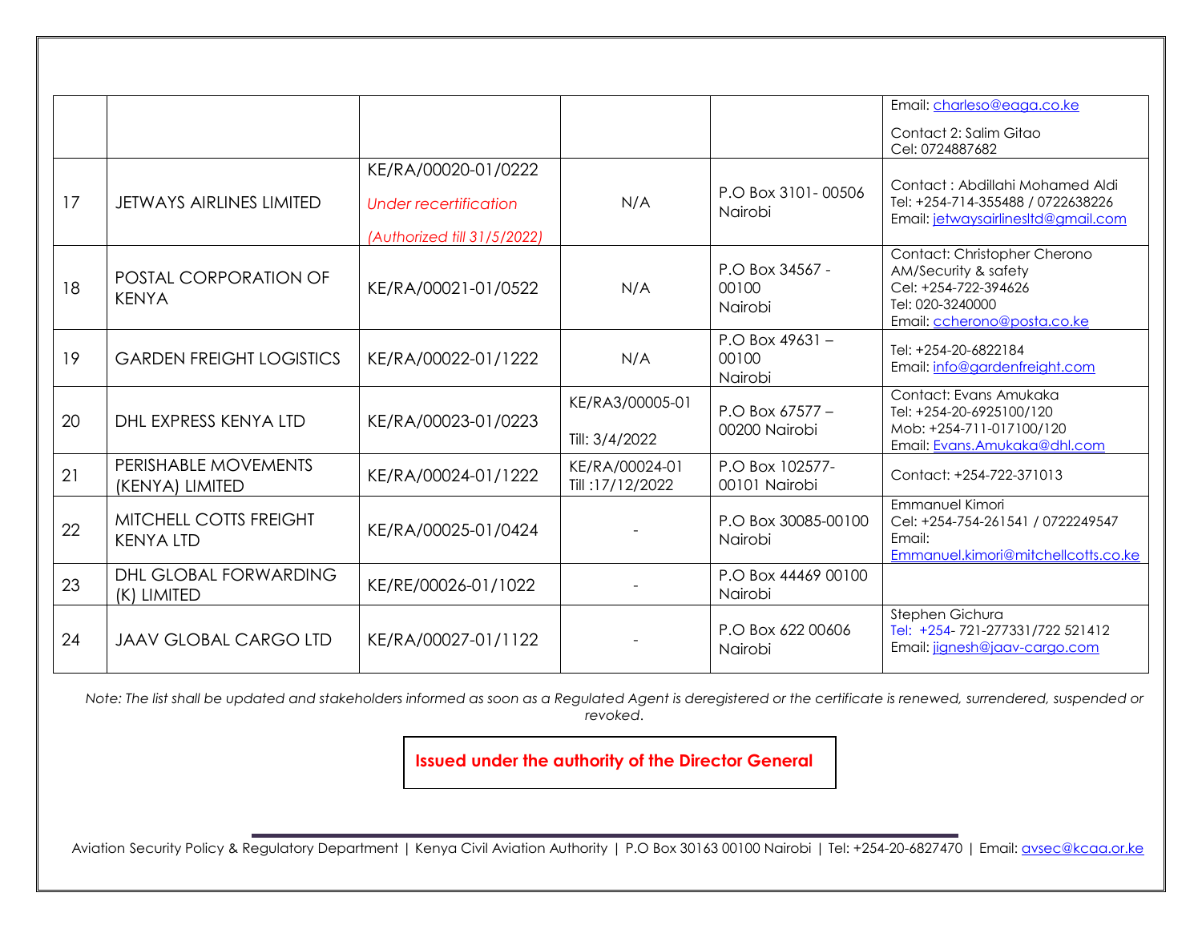| | | | | | |
|---|---|---|---|---|---|
| | | | | | Email: charleso@eaga.co.ke<br>Contact 2: Salim Gitao<br>Cel: 0724887682 |
| 17 | JETWAYS AIRLINES LIMITED | KE/RA/00020-01/0222<br>Under recertification<br>(Authorized till 31/5/2022) | N/A | P.O Box 3101- 00506 Nairobi | Contact : Abdillahi Mohamed Aldi<br>Tel: +254-714-355488 / 0722638226<br>Email: jetwaysairlinesltd@gmail.com |
| 18 | POSTAL CORPORATION OF KENYA | KE/RA/00021-01/0522 | N/A | P.O Box 34567 - 00100 Nairobi | Contact: Christopher Cherono<br>AM/Security & safety<br>Cel: +254-722-394626<br>Tel: 020-3240000<br>Email: ccherono@posta.co.ke |
| 19 | GARDEN FREIGHT LOGISTICS | KE/RA/00022-01/1222 | N/A | P.O Box 49631 – 00100 Nairobi | Tel: +254-20-6822184<br>Email: info@gardenfreight.com |
| 20 | DHL EXPRESS KENYA LTD | KE/RA/00023-01/0223 | KE/RA3/00005-01<br>Till: 3/4/2022 | P.O Box 67577 – 00200 Nairobi | Contact: Evans Amukaka<br>Tel: +254-20-6925100/120<br>Mob: +254-711-017100/120<br>Email: Evans.Amukaka@dhl.com |
| 21 | PERISHABLE MOVEMENTS (KENYA) LIMITED | KE/RA/00024-01/1222 | KE/RA/00024-01<br>Till :17/12/2022 | P.O Box 102577- 00101 Nairobi | Contact: +254-722-371013 |
| 22 | MITCHELL COTTS FREIGHT KENYA LTD | KE/RA/00025-01/0424 | - | P.O Box 30085-00100 Nairobi | Emmanuel Kimori<br>Cel: +254-754-261541 / 0722249547<br>Email:<br>Emmanuel.kimori@mitchellcotts.co.ke |
| 23 | DHL GLOBAL FORWARDING (K) LIMITED | KE/RE/00026-01/1022 | - | P.O Box 44469 00100 Nairobi | |
| 24 | JAAV GLOBAL CARGO LTD | KE/RA/00027-01/1122 | - | P.O Box 622 00606 Nairobi | Stephen Gichura<br>Tel: +254- 721-277331/722 521412<br>Email: jignesh@jaav-cargo.com |

*Note: The list shall be updated and stakeholders informed as soon as a Regulated Agent is deregistered or the certificate is renewed, surrendered, suspended or revoked.*

**Issued under the authority of the Director General**

Aviation Security Policy & Regulatory Department | Kenya Civil Aviation Authority | P.O Box 30163 00100 Nairobi | Tel: +254-20-6827470 | Email: avsec@kcaa.or.ke